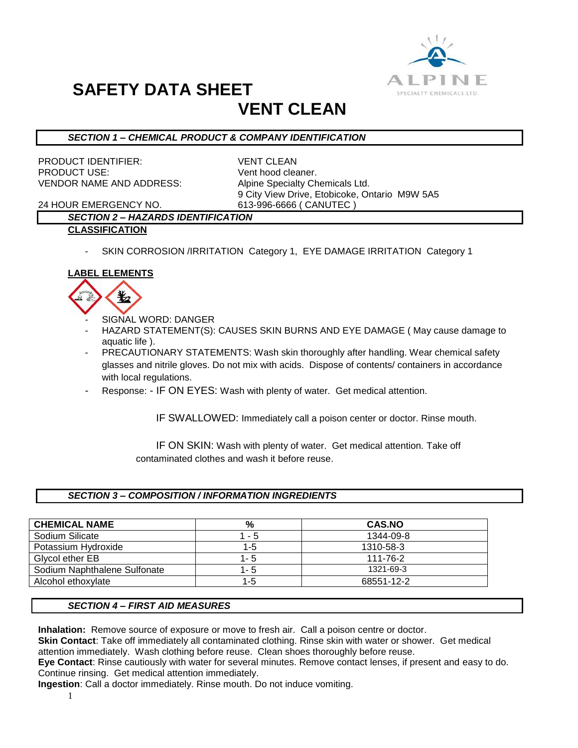# SAFETY DATA SHEET

# VENT CLEAN

## *SECTION 1 – CHEMICAL PRODUCT & COMPANY IDENTIFICATION*

PRODUCT IDENTIFIER: VENT CLEAN
PRODUCT USE: Vent hood cleaner.
VENDOR NAME AND ADDRESS: Alpine Specialty Chemicals Ltd.
9 City View Drive, Etobicoke, Ontario M9W 5A5
24 HOUR EMERGENCY NO. 613-996-6666 ( CANUTEC )

## *SECTION 2 – HAZARDS IDENTIFICATION*

**CLASSIFICATION**

- SKIN CORROSION /IRRITATION Category 1, EYE DAMAGE IRRITATION Category 1

**LABEL ELEMENTS**

- SIGNAL WORD: DANGER
- HAZARD STATEMENT(S): CAUSES SKIN BURNS AND EYE DAMAGE ( May cause damage to aquatic life ).
- PRECAUTIONARY STATEMENTS: Wash skin thoroughly after handling. Wear chemical safety glasses and nitrile gloves. Do not mix with acids. Dispose of contents/ containers in accordance with local regulations.
- Response: - IF ON EYES: Wash with plenty of water. Get medical attention.

  IF SWALLOWED: Immediately call a poison center or doctor. Rinse mouth.

  IF ON SKIN: Wash with plenty of water. Get medical attention. Take off contaminated clothes and wash it before reuse.

## *SECTION 3 – COMPOSITION / INFORMATION INGREDIENTS*

| CHEMICAL NAME | % | CAS.NO |
|---|---|---|
| Sodium Silicate | 1 - 5 | 1344-09-8 |
| Potassium Hydroxide | 1-5 | 1310-58-3 |
| Glycol ether EB | 1- 5 | 111-76-2 |
| Sodium Naphthalene Sulfonate | 1- 5 | 1321-69-3 |
| Alcohol ethoxylate | 1-5 | 68551-12-2 |

## *SECTION 4 – FIRST AID MEASURES*

**Inhalation:** Remove source of exposure or move to fresh air. Call a poison centre or doctor.
**Skin Contact**: Take off immediately all contaminated clothing. Rinse skin with water or shower. Get medical attention immediately. Wash clothing before reuse. Clean shoes thoroughly before reuse.
**Eye Contact**: Rinse cautiously with water for several minutes. Remove contact lenses, if present and easy to do. Continue rinsing. Get medical attention immediately.
**Ingestion**: Call a doctor immediately. Rinse mouth. Do not induce vomiting.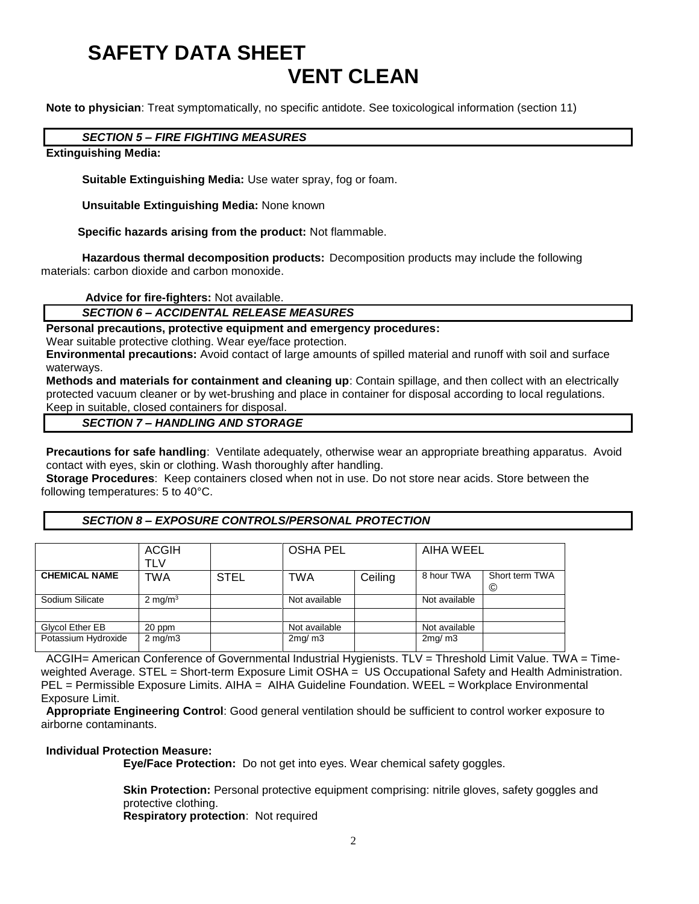# SAFETY DATA SHEET
# VENT CLEAN

**Note to physician**: Treat symptomatically, no specific antidote. See toxicological information (section 11)

## *SECTION 5 – FIRE FIGHTING MEASURES*

**Extinguishing Media:**

**Suitable Extinguishing Media:** Use water spray, fog or foam.

**Unsuitable Extinguishing Media:** None known

**Specific hazards arising from the product:** Not flammable.

**Hazardous thermal decomposition products:** Decomposition products may include the following materials: carbon dioxide and carbon monoxide.

**Advice for fire-fighters:** Not available.

## *SECTION 6 – ACCIDENTAL RELEASE MEASURES*

**Personal precautions, protective equipment and emergency procedures:**
Wear suitable protective clothing. Wear eye/face protection.

**Environmental precautions:** Avoid contact of large amounts of spilled material and runoff with soil and surface waterways.

**Methods and materials for containment and cleaning up**: Contain spillage, and then collect with an electrically protected vacuum cleaner or by wet-brushing and place in container for disposal according to local regulations. Keep in suitable, closed containers for disposal.

## *SECTION 7 – HANDLING AND STORAGE*

**Precautions for safe handling**: Ventilate adequately, otherwise wear an appropriate breathing apparatus. Avoid contact with eyes, skin or clothing. Wash thoroughly after handling.

**Storage Procedures**: Keep containers closed when not in use. Do not store near acids. Store between the following temperatures: 5 to 40°C.

## *SECTION 8 – EXPOSURE CONTROLS/PERSONAL PROTECTION*

| | ACGIH TLV | | OSHA PEL | | AIHA WEEL | |
|---|---|---|---|---|---|---|
| **CHEMICAL NAME** | TWA | STEL | TWA | Ceiling | 8 hour TWA | Short term TWA © |
| Sodium Silicate | 2 mg/m$^3$ | | Not available | | Not available | |
| | | | | | | |
| Glycol Ether EB | 20 ppm | | Not available | | Not available | |
| Potassium Hydroxide | 2 mg/m3 | | 2mg/ m3 | | 2mg/ m3 | |

ACGIH= American Conference of Governmental Industrial Hygienists. TLV = Threshold Limit Value. TWA = Time-weighted Average. STEL = Short-term Exposure Limit OSHA = US Occupational Safety and Health Administration. PEL = Permissible Exposure Limits. AIHA = AIHA Guideline Foundation. WEEL = Workplace Environmental Exposure Limit.

**Appropriate Engineering Control**: Good general ventilation should be sufficient to control worker exposure to airborne contaminants.

**Individual Protection Measure:**

**Eye/Face Protection:** Do not get into eyes. Wear chemical safety goggles.

**Skin Protection:** Personal protective equipment comprising: nitrile gloves, safety goggles and protective clothing.

**Respiratory protection**: Not required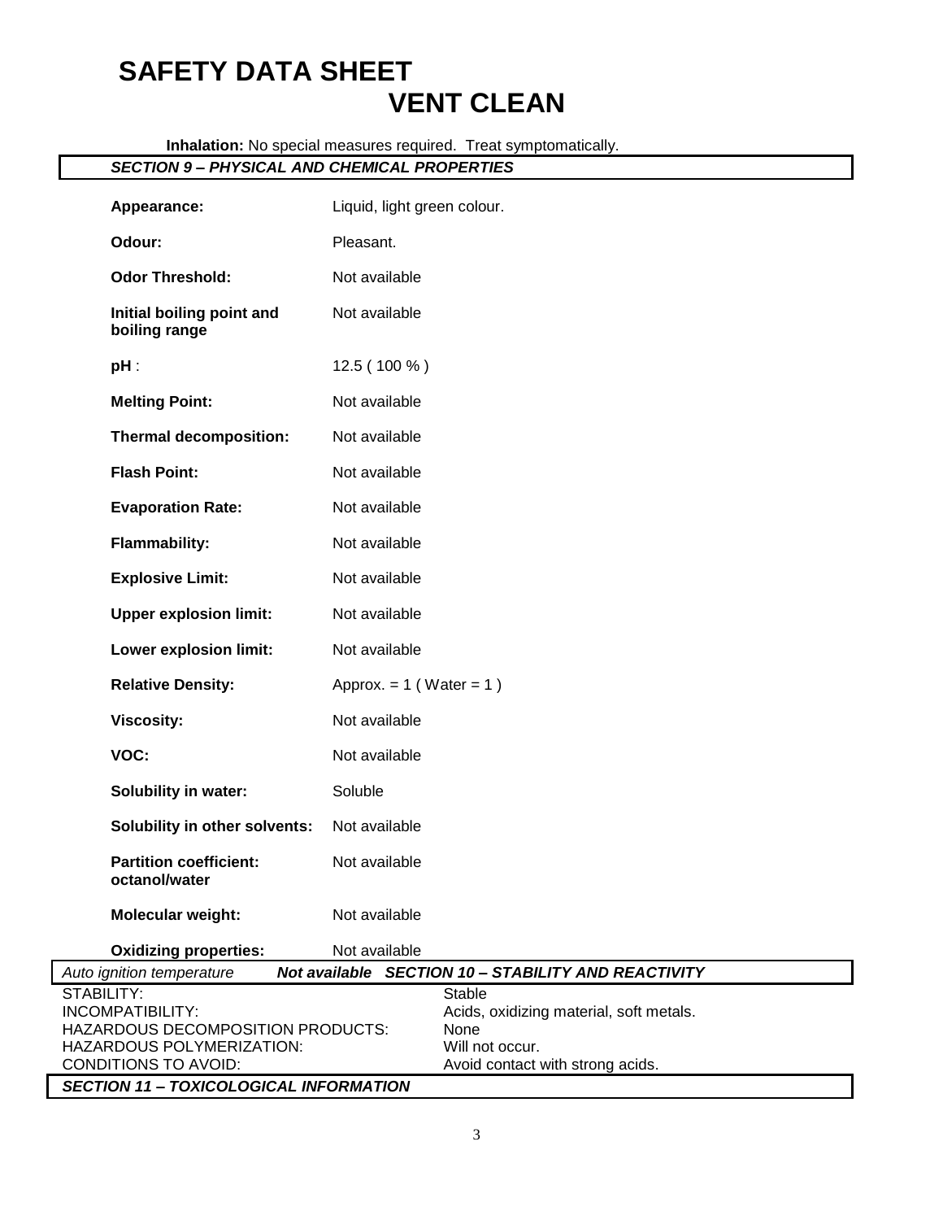**Inhalation:** No special measures required. Treat symptomatically.

## *SECTION 9 – PHYSICAL AND CHEMICAL PROPERTIES*

| | |
|---|---|
| **Appearance:** | Liquid, light green colour. |
| **Odour:** | Pleasant. |
| **Odor Threshold:** | Not available |
| **Initial boiling point and boiling range** | Not available |
| **pH** : | 12.5 ( 100 % ) |
| **Melting Point:** | Not available |
| **Thermal decomposition:** | Not available |
| **Flash Point:** | Not available |
| **Evaporation Rate:** | Not available |
| **Flammability:** | Not available |
| **Explosive Limit:** | Not available |
| **Upper explosion limit:** | Not available |
| **Lower explosion limit:** | Not available |
| **Relative Density:** | Approx. = 1 ( Water = 1 ) |
| **Viscosity:** | Not available |
| **VOC:** | Not available |
| **Solubility in water:** | Soluble |
| **Solubility in other solvents:** | Not available |
| **Partition coefficient: octanol/water** | Not available |
| **Molecular weight:** | Not available |
| **Oxidizing properties:** | Not available |
| *Auto ignition temperature* | **Not available** |

## *SECTION 10 – STABILITY AND REACTIVITY*

| | |
|---|---|
| STABILITY: | Stable |
| INCOMPATIBILITY: | Acids, oxidizing material, soft metals. |
| HAZARDOUS DECOMPOSITION PRODUCTS: | None |
| HAZARDOUS POLYMERIZATION: | Will not occur. |
| CONDITIONS TO AVOID: | Avoid contact with strong acids. |

## *SECTION 11 – TOXICOLOGICAL INFORMATION*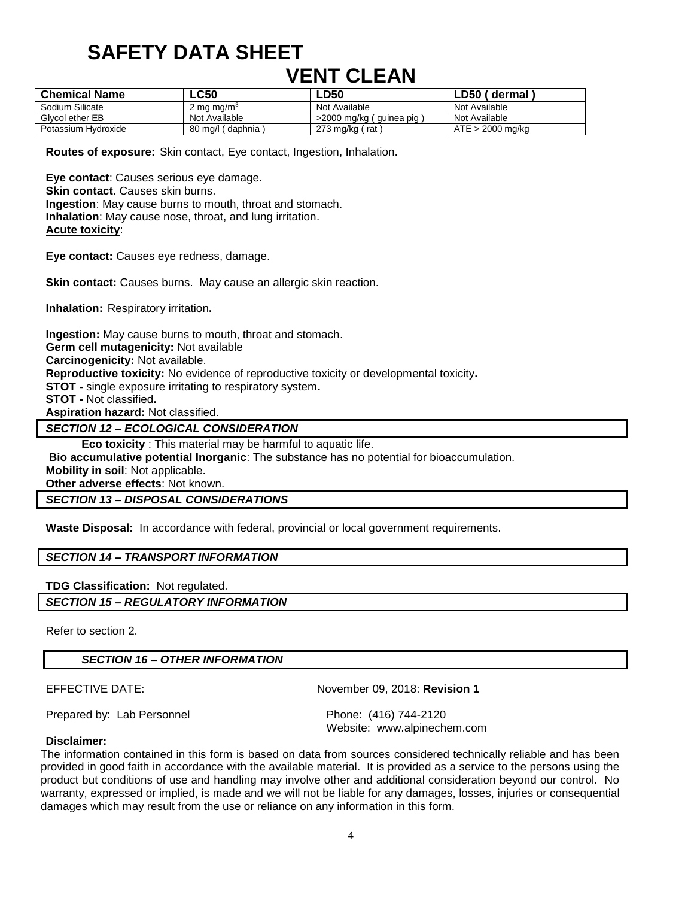# SAFETY DATA SHEET

## VENT CLEAN

| Chemical Name | LC50 | LD50 | LD50 ( dermal ) |
|---|---|---|---|
| Sodium Silicate | 2 mg mg/m$^3$ | Not Available | Not Available |
| Glycol ether EB | Not Available | >2000 mg/kg ( guinea pig ) | Not Available |
| Potassium Hydroxide | 80 mg/l ( daphnia ) | 273 mg/kg ( rat ) | ATE > 2000 mg/kg |

**Routes of exposure:** Skin contact, Eye contact, Ingestion, Inhalation.

**Eye contact**: Causes serious eye damage.
**Skin contact**. Causes skin burns.
**Ingestion**: May cause burns to mouth, throat and stomach.
**Inhalation**: May cause nose, throat, and lung irritation.
**Acute toxicity**:

**Eye contact:** Causes eye redness, damage.

**Skin contact:** Causes burns. May cause an allergic skin reaction.

**Inhalation:** Respiratory irritation**.**

**Ingestion:** May cause burns to mouth, throat and stomach.
**Germ cell mutagenicity:** Not available
**Carcinogenicity:** Not available.
**Reproductive toxicity:** No evidence of reproductive toxicity or developmental toxicity**.**
**STOT -** single exposure irritating to respiratory system**.**
**STOT -** Not classified**.**
**Aspiration hazard:** Not classified.

### *SECTION 12 – ECOLOGICAL CONSIDERATION*

**Eco toxicity** : This material may be harmful to aquatic life.
**Bio accumulative potential Inorganic**: The substance has no potential for bioaccumulation.
**Mobility in soil**: Not applicable.
**Other adverse effects**: Not known.

### *SECTION 13 – DISPOSAL CONSIDERATIONS*

**Waste Disposal:** In accordance with federal, provincial or local government requirements.

### *SECTION 14 – TRANSPORT INFORMATION*

**TDG Classification:** Not regulated.

### *SECTION 15 – REGULATORY INFORMATION*

Refer to section 2.

### *SECTION 16 – OTHER INFORMATION*

EFFECTIVE DATE: November 09, 2018: **Revision 1**

Prepared by: Lab Personnel

Phone: (416) 744-2120
Website: www.alpinechem.com

**Disclaimer:**
The information contained in this form is based on data from sources considered technically reliable and has been provided in good faith in accordance with the available material. It is provided as a service to the persons using the product but conditions of use and handling may involve other and additional consideration beyond our control. No warranty, expressed or implied, is made and we will not be liable for any damages, losses, injuries or consequential damages which may result from the use or reliance on any information in this form.